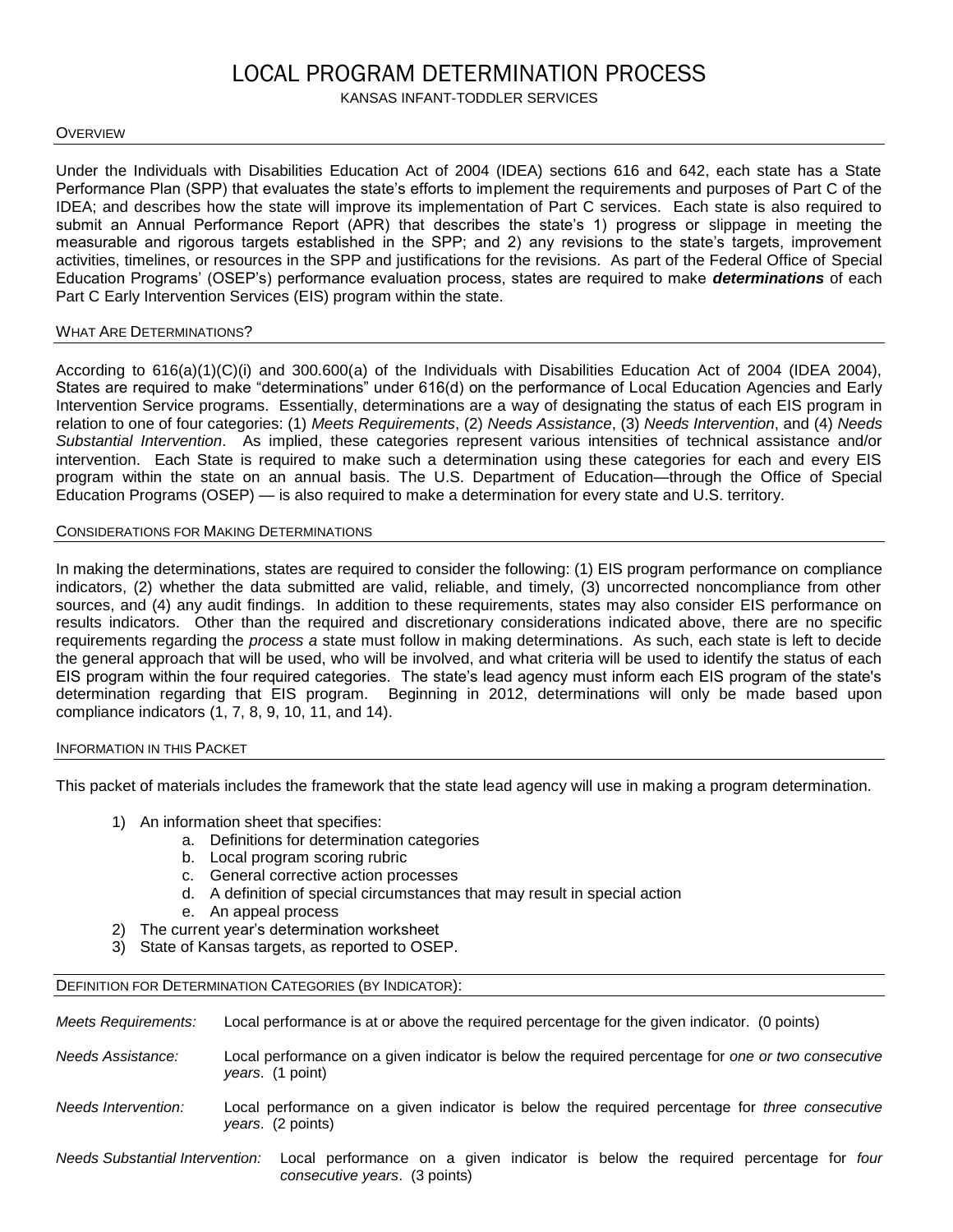# LOCAL PROGRAM DETERMINATION PROCESS

KANSAS INFANT-TODDLER SERVICES

## OVERVIEW

Under the Individuals with Disabilities Education Act of 2004 (IDEA) sections 616 and 642, each state has a State Performance Plan (SPP) that evaluates the state's efforts to implement the requirements and purposes of Part C of the IDEA; and describes how the state will improve its implementation of Part C services. Each state is also required to submit an Annual Performance Report (APR) that describes the state's 1) progress or slippage in meeting the measurable and rigorous targets established in the SPP; and 2) any revisions to the state's targets, improvement activities, timelines, or resources in the SPP and justifications for the revisions. As part of the Federal Office of Special Education Programs' (OSEP's) performance evaluation process, states are required to make ***determinations*** of each Part C Early Intervention Services (EIS) program within the state.

## WHAT ARE DETERMINATIONS?

According to 616(a)(1)(C)(i) and 300.600(a) of the Individuals with Disabilities Education Act of 2004 (IDEA 2004), States are required to make "determinations" under 616(d) on the performance of Local Education Agencies and Early Intervention Service programs. Essentially, determinations are a way of designating the status of each EIS program in relation to one of four categories: (1) *Meets Requirements*, (2) *Needs Assistance*, (3) *Needs Intervention*, and (4) *Needs Substantial Intervention*. As implied, these categories represent various intensities of technical assistance and/or intervention. Each State is required to make such a determination using these categories for each and every EIS program within the state on an annual basis. The U.S. Department of Education—through the Office of Special Education Programs (OSEP) — is also required to make a determination for every state and U.S. territory.

## CONSIDERATIONS FOR MAKING DETERMINATIONS

In making the determinations, states are required to consider the following: (1) EIS program performance on compliance indicators, (2) whether the data submitted are valid, reliable, and timely, (3) uncorrected noncompliance from other sources, and (4) any audit findings. In addition to these requirements, states may also consider EIS performance on results indicators. Other than the required and discretionary considerations indicated above, there are no specific requirements regarding the *process a* state must follow in making determinations. As such, each state is left to decide the general approach that will be used, who will be involved, and what criteria will be used to identify the status of each EIS program within the four required categories. The state's lead agency must inform each EIS program of the state's determination regarding that EIS program. Beginning in 2012, determinations will only be made based upon compliance indicators (1, 7, 8, 9, 10, 11, and 14).

## INFORMATION IN THIS PACKET

This packet of materials includes the framework that the state lead agency will use in making a program determination.

1) An information sheet that specifies:
   a. Definitions for determination categories
   b. Local program scoring rubric
   c. General corrective action processes
   d. A definition of special circumstances that may result in special action
   e. An appeal process
2) The current year's determination worksheet
3) State of Kansas targets, as reported to OSEP.

## DEFINITION FOR DETERMINATION CATEGORIES (BY INDICATOR):

*Meets Requirements:* Local performance is at or above the required percentage for the given indicator. (0 points)

*Needs Assistance:* Local performance on a given indicator is below the required percentage for *one or two consecutive years*. (1 point)

*Needs Intervention:* Local performance on a given indicator is below the required percentage for *three consecutive years*. (2 points)

*Needs Substantial Intervention:* Local performance on a given indicator is below the required percentage for *four consecutive years*. (3 points)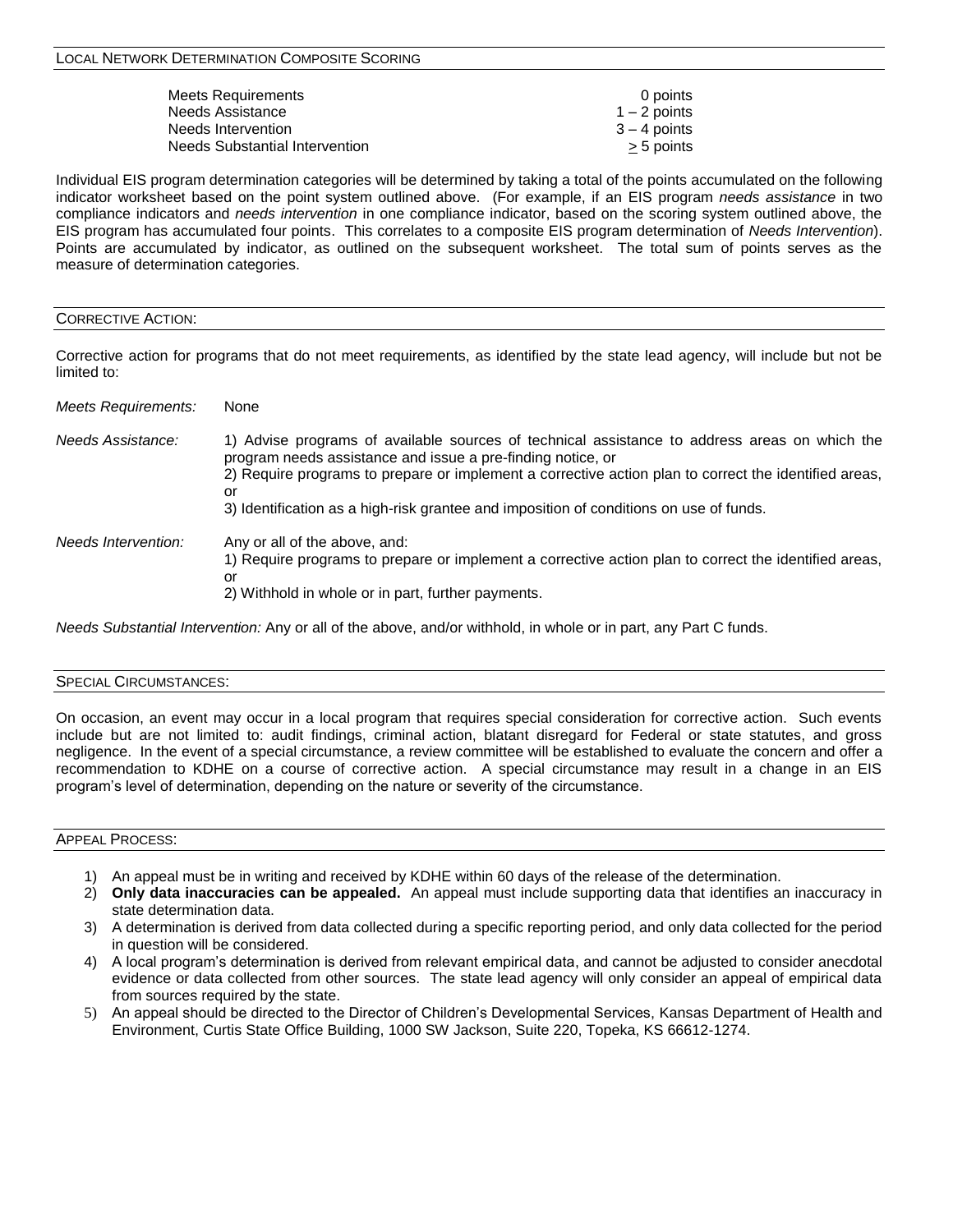## Local Network Determination Composite Scoring

| | |
|---|---|
| Meets Requirements | 0 points |
| Needs Assistance | 1 – 2 points |
| Needs Intervention | 3 – 4 points |
| Needs Substantial Intervention | $\geq$ 5 points |

Individual EIS program determination categories will be determined by taking a total of the points accumulated on the following indicator worksheet based on the point system outlined above. (For example, if an EIS program *needs assistance* in two compliance indicators and *needs intervention* in one compliance indicator, based on the scoring system outlined above, the EIS program has accumulated four points. This correlates to a composite EIS program determination of *Needs Intervention*). Points are accumulated by indicator, as outlined on the subsequent worksheet. The total sum of points serves as the measure of determination categories.

## Corrective Action:

Corrective action for programs that do not meet requirements, as identified by the state lead agency, will include but not be limited to:

*Meets Requirements:* None

*Needs Assistance:*
1) Advise programs of available sources of technical assistance to address areas on which the program needs assistance and issue a pre-finding notice, or
2) Require programs to prepare or implement a corrective action plan to correct the identified areas, or
3) Identification as a high-risk grantee and imposition of conditions on use of funds.

*Needs Intervention:* Any or all of the above, and:
1) Require programs to prepare or implement a corrective action plan to correct the identified areas, or
2) Withhold in whole or in part, further payments.

*Needs Substantial Intervention:* Any or all of the above, and/or withhold, in whole or in part, any Part C funds.

## Special Circumstances:

On occasion, an event may occur in a local program that requires special consideration for corrective action. Such events include but are not limited to: audit findings, criminal action, blatant disregard for Federal or state statutes, and gross negligence. In the event of a special circumstance, a review committee will be established to evaluate the concern and offer a recommendation to KDHE on a course of corrective action. A special circumstance may result in a change in an EIS program's level of determination, depending on the nature or severity of the circumstance.

## Appeal Process:

1) An appeal must be in writing and received by KDHE within 60 days of the release of the determination.
2) **Only data inaccuracies can be appealed.** An appeal must include supporting data that identifies an inaccuracy in state determination data.
3) A determination is derived from data collected during a specific reporting period, and only data collected for the period in question will be considered.
4) A local program's determination is derived from relevant empirical data, and cannot be adjusted to consider anecdotal evidence or data collected from other sources. The state lead agency will only consider an appeal of empirical data from sources required by the state.
5) An appeal should be directed to the Director of Children's Developmental Services, Kansas Department of Health and Environment, Curtis State Office Building, 1000 SW Jackson, Suite 220, Topeka, KS 66612-1274.